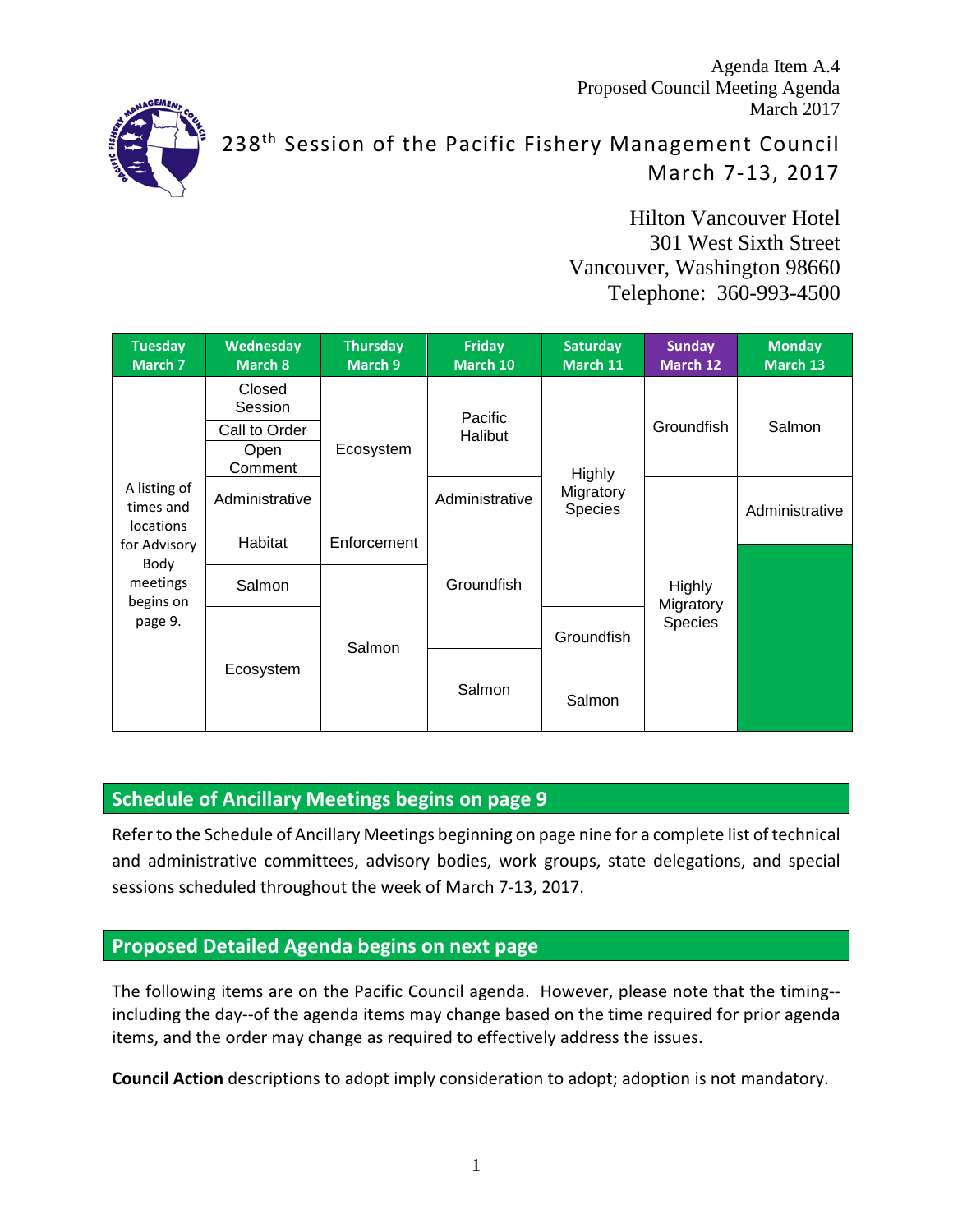Agenda Item A.4
Proposed Council Meeting Agenda
March 2017

# 238th Session of the Pacific Fishery Management Council
## March 7-13, 2017

Hilton Vancouver Hotel
301 West Sixth Street
Vancouver, Washington 98660
Telephone: 360-993-4500

| Tuesday March 7 | Wednesday March 8 | Thursday March 9 | Friday March 10 | Saturday March 11 | Sunday March 12 | Monday March 13 |
|---|---|---|---|---|---|---|
| A listing of times and locations for Advisory Body meetings begins on page 9. | Closed Session | Ecosystem | Pacific Halibut | Highly Migratory Species | Groundfish | Salmon |
| | Call to Order | | | | | |
| | Open Comment | | | | | |
| | Administrative | | Administrative | | Highly Migratory Species | Administrative |
| | Habitat | Enforcement | Groundfish | | | |
| | Salmon | Salmon | | | | |
| | Ecosystem | | | Groundfish | | |
| | | | Salmon | Salmon | | |

## Schedule of Ancillary Meetings begins on page 9

Refer to the Schedule of Ancillary Meetings beginning on page nine for a complete list of technical and administrative committees, advisory bodies, work groups, state delegations, and special sessions scheduled throughout the week of March 7-13, 2017.

## Proposed Detailed Agenda begins on next page

The following items are on the Pacific Council agenda. However, please note that the timing--including the day--of the agenda items may change based on the time required for prior agenda items, and the order may change as required to effectively address the issues.

**Council Action** descriptions to adopt imply consideration to adopt; adoption is not mandatory.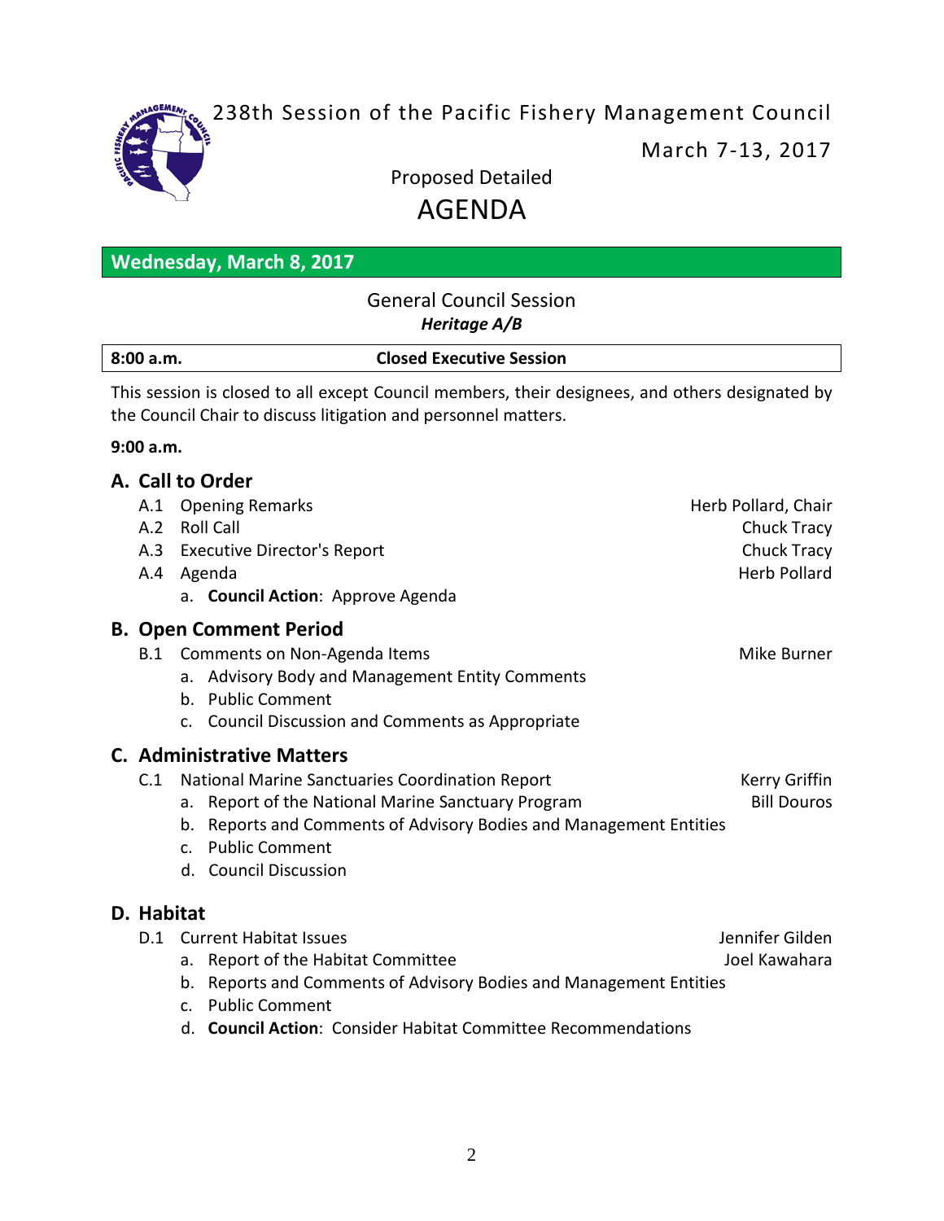238th Session of the Pacific Fishery Management Council

March 7-13, 2017

Proposed Detailed

# AGENDA

## Wednesday, March 8, 2017

General Council Session

***Heritage A/B***

**8:00 a.m.** **Closed Executive Session**

This session is closed to all except Council members, their designees, and others designated by the Council Chair to discuss litigation and personnel matters.

**9:00 a.m.**

### A. Call to Order

- A.1 Opening Remarks — Herb Pollard, Chair
- A.2 Roll Call — Chuck Tracy
- A.3 Executive Director's Report — Chuck Tracy
- A.4 Agenda — Herb Pollard
  - a. **Council Action**: Approve Agenda

### B. Open Comment Period

- B.1 Comments on Non-Agenda Items — Mike Burner
  - a. Advisory Body and Management Entity Comments
  - b. Public Comment
  - c. Council Discussion and Comments as Appropriate

### C. Administrative Matters

- C.1 National Marine Sanctuaries Coordination Report — Kerry Griffin
  - a. Report of the National Marine Sanctuary Program — Bill Douros
  - b. Reports and Comments of Advisory Bodies and Management Entities
  - c. Public Comment
  - d. Council Discussion

### D. Habitat

- D.1 Current Habitat Issues — Jennifer Gilden
  - a. Report of the Habitat Committee — Joel Kawahara
  - b. Reports and Comments of Advisory Bodies and Management Entities
  - c. Public Comment
  - d. **Council Action**: Consider Habitat Committee Recommendations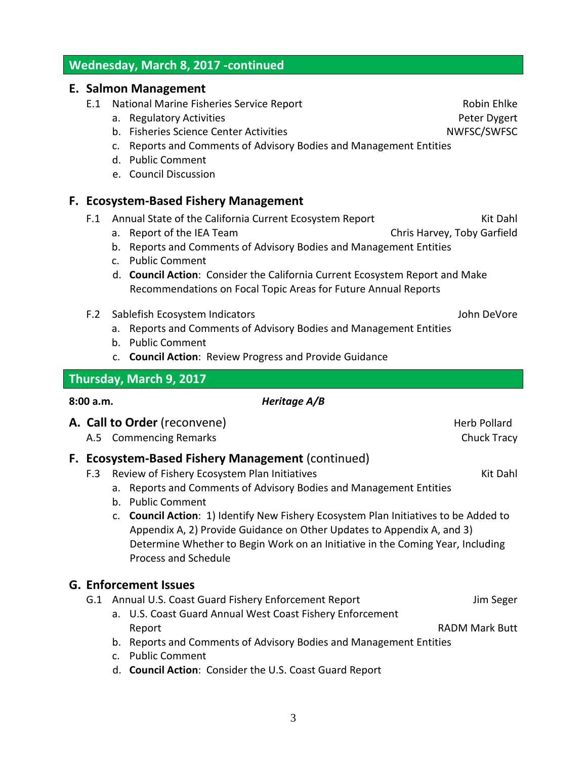## Wednesday, March 8, 2017 -continued

### E. Salmon Management

- E.1 National Marine Fisheries Service Report — Robin Ehlke
  - a. Regulatory Activities — Peter Dygert
  - b. Fisheries Science Center Activities — NWFSC/SWFSC
  - c. Reports and Comments of Advisory Bodies and Management Entities
  - d. Public Comment
  - e. Council Discussion

### F. Ecosystem-Based Fishery Management

- F.1 Annual State of the California Current Ecosystem Report — Kit Dahl
  - a. Report of the IEA Team — Chris Harvey, Toby Garfield
  - b. Reports and Comments of Advisory Bodies and Management Entities
  - c. Public Comment
  - d. **Council Action**: Consider the California Current Ecosystem Report and Make Recommendations on Focal Topic Areas for Future Annual Reports
- F.2 Sablefish Ecosystem Indicators — John DeVore
  - a. Reports and Comments of Advisory Bodies and Management Entities
  - b. Public Comment
  - c. **Council Action**: Review Progress and Provide Guidance

## Thursday, March 9, 2017

**8:00 a.m.** ***Heritage A/B***

### A. Call to Order (reconvene) — Herb Pollard

- A.5 Commencing Remarks — Chuck Tracy

### F. Ecosystem-Based Fishery Management (continued)

- F.3 Review of Fishery Ecosystem Plan Initiatives — Kit Dahl
  - a. Reports and Comments of Advisory Bodies and Management Entities
  - b. Public Comment
  - c. **Council Action**: 1) Identify New Fishery Ecosystem Plan Initiatives to be Added to Appendix A, 2) Provide Guidance on Other Updates to Appendix A, and 3) Determine Whether to Begin Work on an Initiative in the Coming Year, Including Process and Schedule

### G. Enforcement Issues

- G.1 Annual U.S. Coast Guard Fishery Enforcement Report — Jim Seger
  - a. U.S. Coast Guard Annual West Coast Fishery Enforcement Report — RADM Mark Butt
  - b. Reports and Comments of Advisory Bodies and Management Entities
  - c. Public Comment
  - d. **Council Action**: Consider the U.S. Coast Guard Report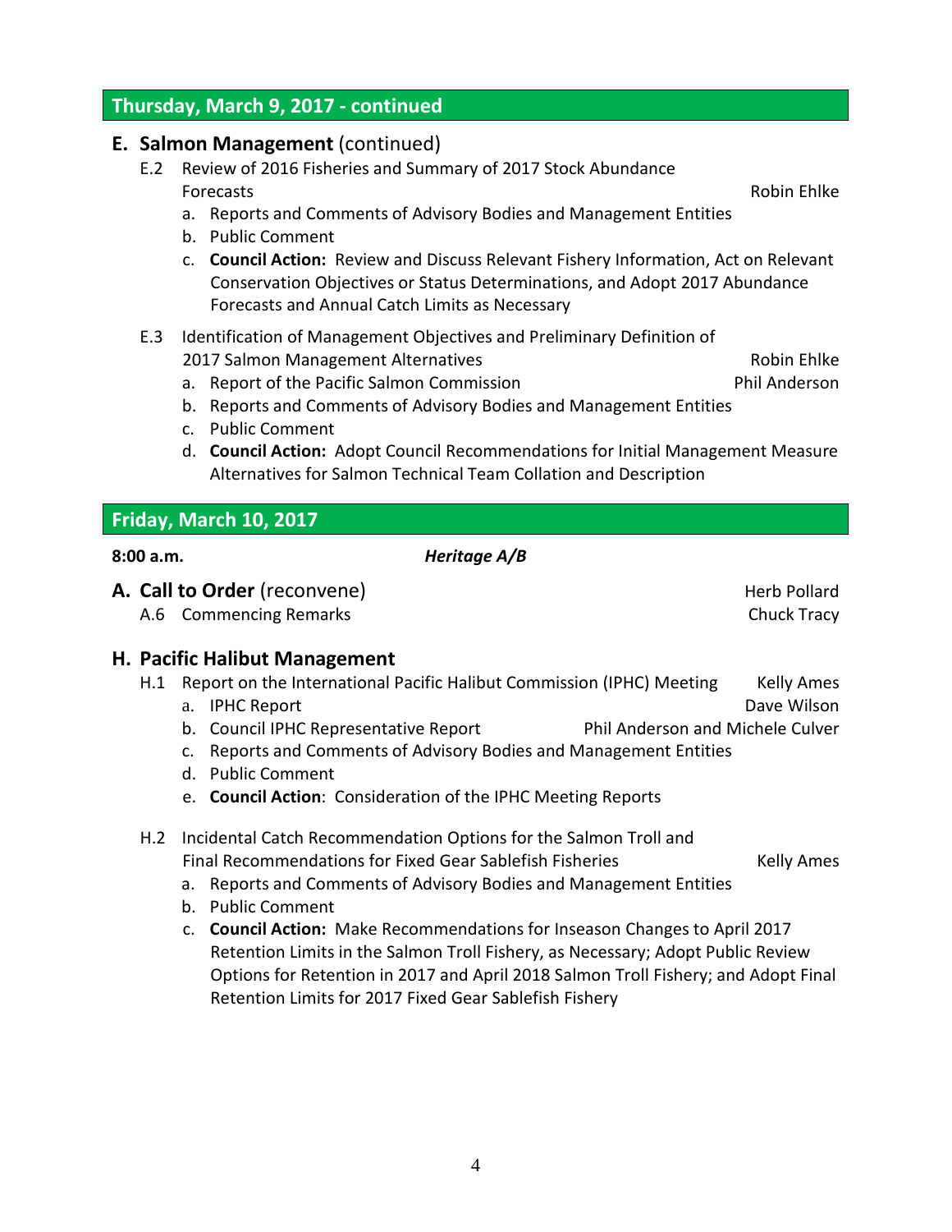## Thursday, March 9, 2017 - continued

### E. Salmon Management (continued)

E.2 Review of 2016 Fisheries and Summary of 2017 Stock Abundance Forecasts — Robin Ehlke

a. Reports and Comments of Advisory Bodies and Management Entities
b. Public Comment
c. **Council Action:** Review and Discuss Relevant Fishery Information, Act on Relevant Conservation Objectives or Status Determinations, and Adopt 2017 Abundance Forecasts and Annual Catch Limits as Necessary

E.3 Identification of Management Objectives and Preliminary Definition of 2017 Salmon Management Alternatives — Robin Ehlke

a. Report of the Pacific Salmon Commission — Phil Anderson
b. Reports and Comments of Advisory Bodies and Management Entities
c. Public Comment
d. **Council Action:** Adopt Council Recommendations for Initial Management Measure Alternatives for Salmon Technical Team Collation and Description

## Friday, March 10, 2017

**8:00 a.m.** — ***Heritage A/B***

### A. Call to Order (reconvene) — Herb Pollard

A.6 Commencing Remarks — Chuck Tracy

### H. Pacific Halibut Management

H.1 Report on the International Pacific Halibut Commission (IPHC) Meeting — Kelly Ames

a. IPHC Report — Dave Wilson
b. Council IPHC Representative Report — Phil Anderson and Michele Culver
c. Reports and Comments of Advisory Bodies and Management Entities
d. Public Comment
e. **Council Action**: Consideration of the IPHC Meeting Reports

H.2 Incidental Catch Recommendation Options for the Salmon Troll and Final Recommendations for Fixed Gear Sablefish Fisheries — Kelly Ames

a. Reports and Comments of Advisory Bodies and Management Entities
b. Public Comment
c. **Council Action:** Make Recommendations for Inseason Changes to April 2017 Retention Limits in the Salmon Troll Fishery, as Necessary; Adopt Public Review Options for Retention in 2017 and April 2018 Salmon Troll Fishery; and Adopt Final Retention Limits for 2017 Fixed Gear Sablefish Fishery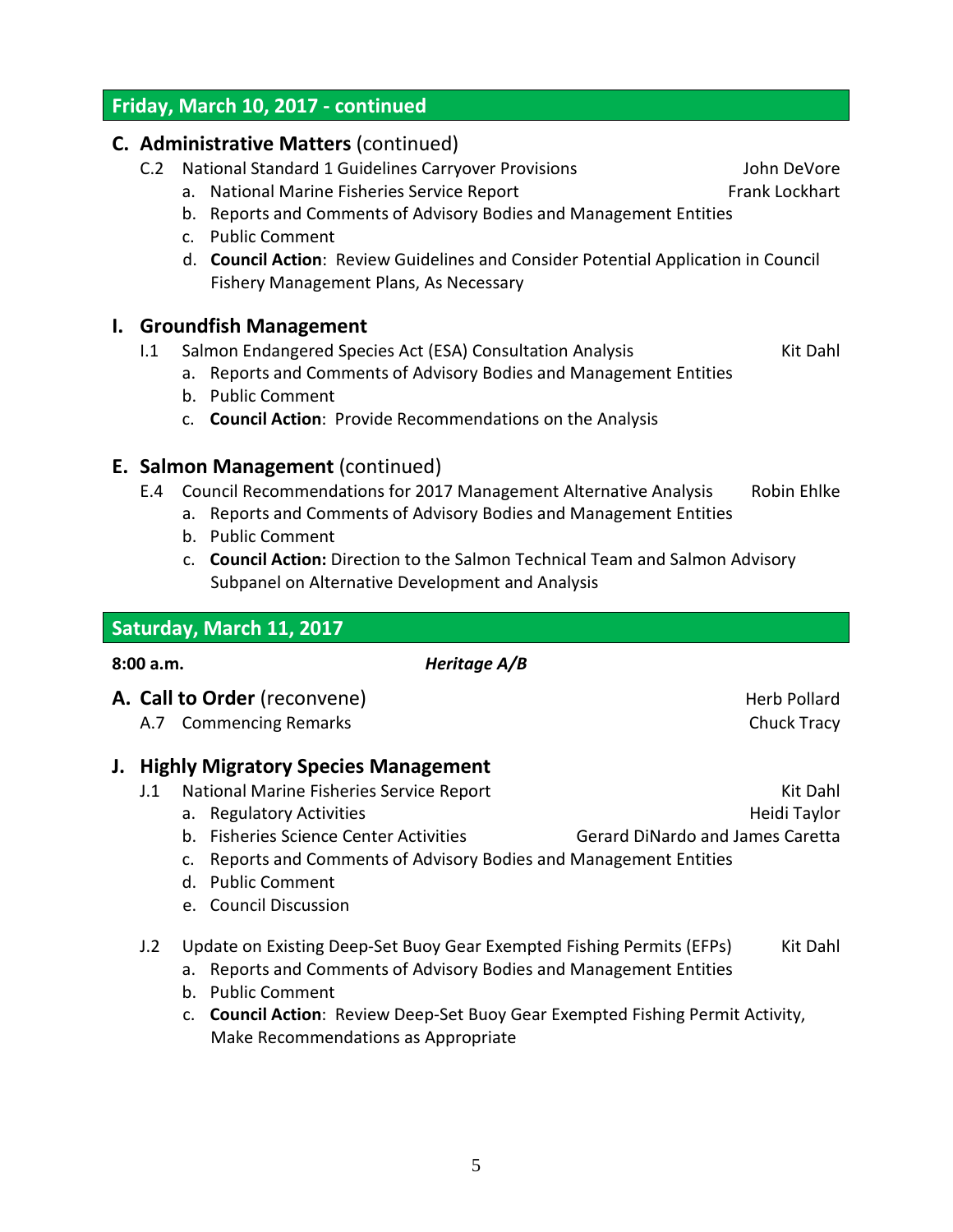## Friday, March 10, 2017 - continued

### C. Administrative Matters (continued)

C.2 National Standard 1 Guidelines Carryover Provisions — John DeVore

a. National Marine Fisheries Service Report — Frank Lockhart
b. Reports and Comments of Advisory Bodies and Management Entities
c. Public Comment
d. **Council Action**: Review Guidelines and Consider Potential Application in Council Fishery Management Plans, As Necessary

### I. Groundfish Management

I.1 Salmon Endangered Species Act (ESA) Consultation Analysis — Kit Dahl

a. Reports and Comments of Advisory Bodies and Management Entities
b. Public Comment
c. **Council Action**: Provide Recommendations on the Analysis

### E. Salmon Management (continued)

E.4 Council Recommendations for 2017 Management Alternative Analysis — Robin Ehlke

a. Reports and Comments of Advisory Bodies and Management Entities
b. Public Comment
c. **Council Action:** Direction to the Salmon Technical Team and Salmon Advisory Subpanel on Alternative Development and Analysis

## Saturday, March 11, 2017

**8:00 a.m.** *Heritage A/B*

### A. Call to Order (reconvene) — Herb Pollard

A.7 Commencing Remarks — Chuck Tracy

### J. Highly Migratory Species Management

J.1 National Marine Fisheries Service Report — Kit Dahl

a. Regulatory Activities — Heidi Taylor
b. Fisheries Science Center Activities — Gerard DiNardo and James Caretta
c. Reports and Comments of Advisory Bodies and Management Entities
d. Public Comment
e. Council Discussion

J.2 Update on Existing Deep-Set Buoy Gear Exempted Fishing Permits (EFPs) — Kit Dahl

a. Reports and Comments of Advisory Bodies and Management Entities
b. Public Comment
c. **Council Action**: Review Deep-Set Buoy Gear Exempted Fishing Permit Activity, Make Recommendations as Appropriate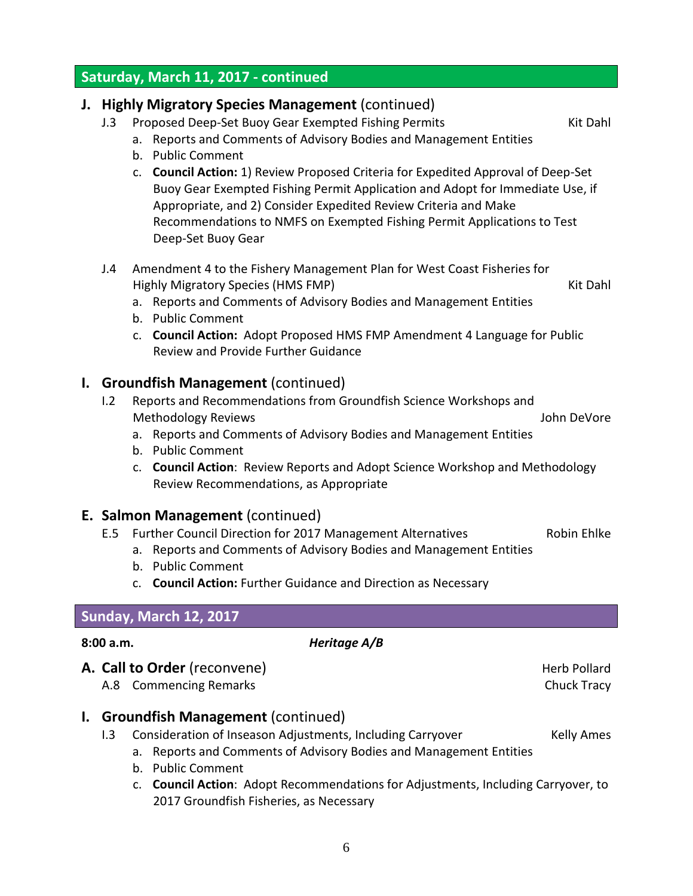## Saturday, March 11, 2017 - continued

### J. Highly Migratory Species Management (continued)

J.3 Proposed Deep-Set Buoy Gear Exempted Fishing Permits — Kit Dahl

a. Reports and Comments of Advisory Bodies and Management Entities
b. Public Comment
c. **Council Action:** 1) Review Proposed Criteria for Expedited Approval of Deep-Set Buoy Gear Exempted Fishing Permit Application and Adopt for Immediate Use, if Appropriate, and 2) Consider Expedited Review Criteria and Make Recommendations to NMFS on Exempted Fishing Permit Applications to Test Deep-Set Buoy Gear

J.4 Amendment 4 to the Fishery Management Plan for West Coast Fisheries for Highly Migratory Species (HMS FMP) — Kit Dahl

a. Reports and Comments of Advisory Bodies and Management Entities
b. Public Comment
c. **Council Action:** Adopt Proposed HMS FMP Amendment 4 Language for Public Review and Provide Further Guidance

### I. Groundfish Management (continued)

I.2 Reports and Recommendations from Groundfish Science Workshops and Methodology Reviews — John DeVore

a. Reports and Comments of Advisory Bodies and Management Entities
b. Public Comment
c. **Council Action**: Review Reports and Adopt Science Workshop and Methodology Review Recommendations, as Appropriate

### E. Salmon Management (continued)

E.5 Further Council Direction for 2017 Management Alternatives — Robin Ehlke

a. Reports and Comments of Advisory Bodies and Management Entities
b. Public Comment
c. **Council Action:** Further Guidance and Direction as Necessary

## Sunday, March 12, 2017

**8:00 a.m.** — ***Heritage A/B***

### A. Call to Order (reconvene) — Herb Pollard

A.8 Commencing Remarks — Chuck Tracy

### I. Groundfish Management (continued)

I.3 Consideration of Inseason Adjustments, Including Carryover — Kelly Ames

a. Reports and Comments of Advisory Bodies and Management Entities
b. Public Comment
c. **Council Action**: Adopt Recommendations for Adjustments, Including Carryover, to 2017 Groundfish Fisheries, as Necessary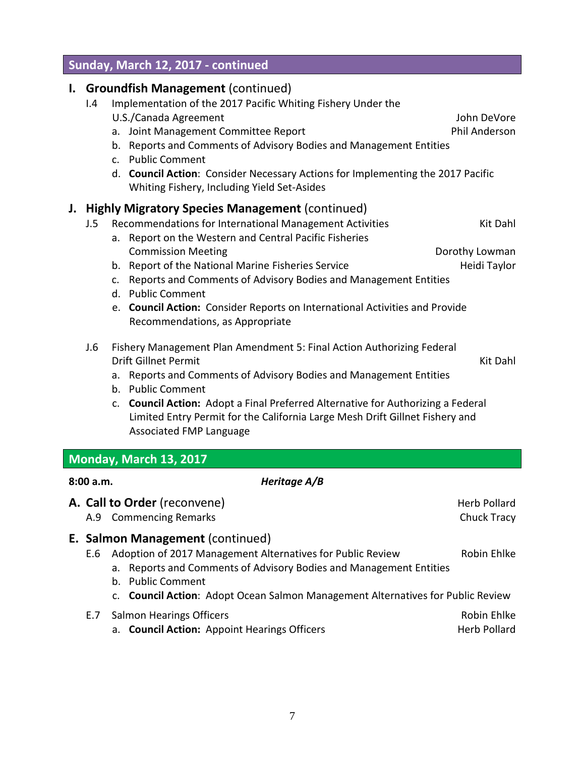## Sunday, March 12, 2017 - continued

### I. Groundfish Management (continued)

I.4 Implementation of the 2017 Pacific Whiting Fishery Under the U.S./Canada Agreement — John DeVore

- a. Joint Management Committee Report — Phil Anderson
- b. Reports and Comments of Advisory Bodies and Management Entities
- c. Public Comment
- d. **Council Action**: Consider Necessary Actions for Implementing the 2017 Pacific Whiting Fishery, Including Yield Set-Asides

### J. Highly Migratory Species Management (continued)

J.5 Recommendations for International Management Activities — Kit Dahl

- a. Report on the Western and Central Pacific Fisheries Commission Meeting — Dorothy Lowman
- b. Report of the National Marine Fisheries Service — Heidi Taylor
- c. Reports and Comments of Advisory Bodies and Management Entities
- d. Public Comment
- e. **Council Action:** Consider Reports on International Activities and Provide Recommendations, as Appropriate

J.6 Fishery Management Plan Amendment 5: Final Action Authorizing Federal Drift Gillnet Permit — Kit Dahl

- a. Reports and Comments of Advisory Bodies and Management Entities
- b. Public Comment
- c. **Council Action:** Adopt a Final Preferred Alternative for Authorizing a Federal Limited Entry Permit for the California Large Mesh Drift Gillnet Fishery and Associated FMP Language

## Monday, March 13, 2017

**8:00 a.m.** — ***Heritage A/B***

### A. Call to Order (reconvene) — Herb Pollard

A.9 Commencing Remarks — Chuck Tracy

### E. Salmon Management (continued)

E.6 Adoption of 2017 Management Alternatives for Public Review — Robin Ehlke

- a. Reports and Comments of Advisory Bodies and Management Entities
- b. Public Comment
- c. **Council Action**: Adopt Ocean Salmon Management Alternatives for Public Review

E.7 Salmon Hearings Officers — Robin Ehlke

- a. **Council Action:** Appoint Hearings Officers — Herb Pollard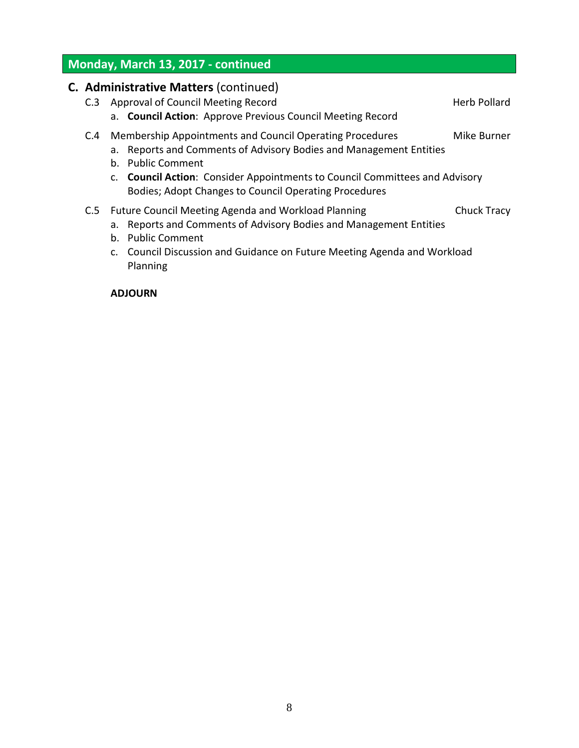## Monday, March 13, 2017 - continued

### C. Administrative Matters (continued)

C.3 Approval of Council Meeting Record — Herb Pollard

a. **Council Action**: Approve Previous Council Meeting Record

C.4 Membership Appointments and Council Operating Procedures — Mike Burner

a. Reports and Comments of Advisory Bodies and Management Entities
b. Public Comment
c. **Council Action**: Consider Appointments to Council Committees and Advisory Bodies; Adopt Changes to Council Operating Procedures

C.5 Future Council Meeting Agenda and Workload Planning — Chuck Tracy

a. Reports and Comments of Advisory Bodies and Management Entities
b. Public Comment
c. Council Discussion and Guidance on Future Meeting Agenda and Workload Planning

**ADJOURN**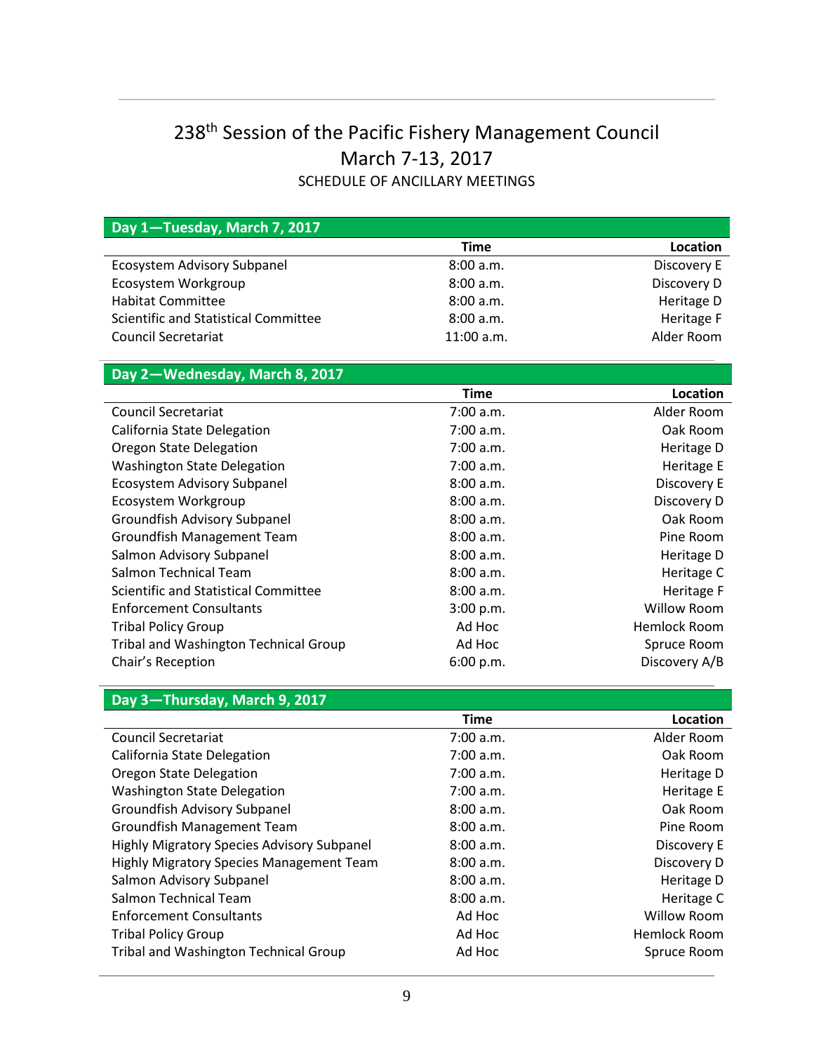# 238[th] Session of the Pacific Fishery Management Council

## March 7-13, 2017

SCHEDULE OF ANCILLARY MEETINGS

### Day 1—Tuesday, March 7, 2017

| | Time | Location |
|---|---|---|
| Ecosystem Advisory Subpanel | 8:00 a.m. | Discovery E |
| Ecosystem Workgroup | 8:00 a.m. | Discovery D |
| Habitat Committee | 8:00 a.m. | Heritage D |
| Scientific and Statistical Committee | 8:00 a.m. | Heritage F |
| Council Secretariat | 11:00 a.m. | Alder Room |

### Day 2—Wednesday, March 8, 2017

| | Time | Location |
|---|---|---|
| Council Secretariat | 7:00 a.m. | Alder Room |
| California State Delegation | 7:00 a.m. | Oak Room |
| Oregon State Delegation | 7:00 a.m. | Heritage D |
| Washington State Delegation | 7:00 a.m. | Heritage E |
| Ecosystem Advisory Subpanel | 8:00 a.m. | Discovery E |
| Ecosystem Workgroup | 8:00 a.m. | Discovery D |
| Groundfish Advisory Subpanel | 8:00 a.m. | Oak Room |
| Groundfish Management Team | 8:00 a.m. | Pine Room |
| Salmon Advisory Subpanel | 8:00 a.m. | Heritage D |
| Salmon Technical Team | 8:00 a.m. | Heritage C |
| Scientific and Statistical Committee | 8:00 a.m. | Heritage F |
| Enforcement Consultants | 3:00 p.m. | Willow Room |
| Tribal Policy Group | Ad Hoc | Hemlock Room |
| Tribal and Washington Technical Group | Ad Hoc | Spruce Room |
| Chair's Reception | 6:00 p.m. | Discovery A/B |

### Day 3—Thursday, March 9, 2017

| | Time | Location |
|---|---|---|
| Council Secretariat | 7:00 a.m. | Alder Room |
| California State Delegation | 7:00 a.m. | Oak Room |
| Oregon State Delegation | 7:00 a.m. | Heritage D |
| Washington State Delegation | 7:00 a.m. | Heritage E |
| Groundfish Advisory Subpanel | 8:00 a.m. | Oak Room |
| Groundfish Management Team | 8:00 a.m. | Pine Room |
| Highly Migratory Species Advisory Subpanel | 8:00 a.m. | Discovery E |
| Highly Migratory Species Management Team | 8:00 a.m. | Discovery D |
| Salmon Advisory Subpanel | 8:00 a.m. | Heritage D |
| Salmon Technical Team | 8:00 a.m. | Heritage C |
| Enforcement Consultants | Ad Hoc | Willow Room |
| Tribal Policy Group | Ad Hoc | Hemlock Room |
| Tribal and Washington Technical Group | Ad Hoc | Spruce Room |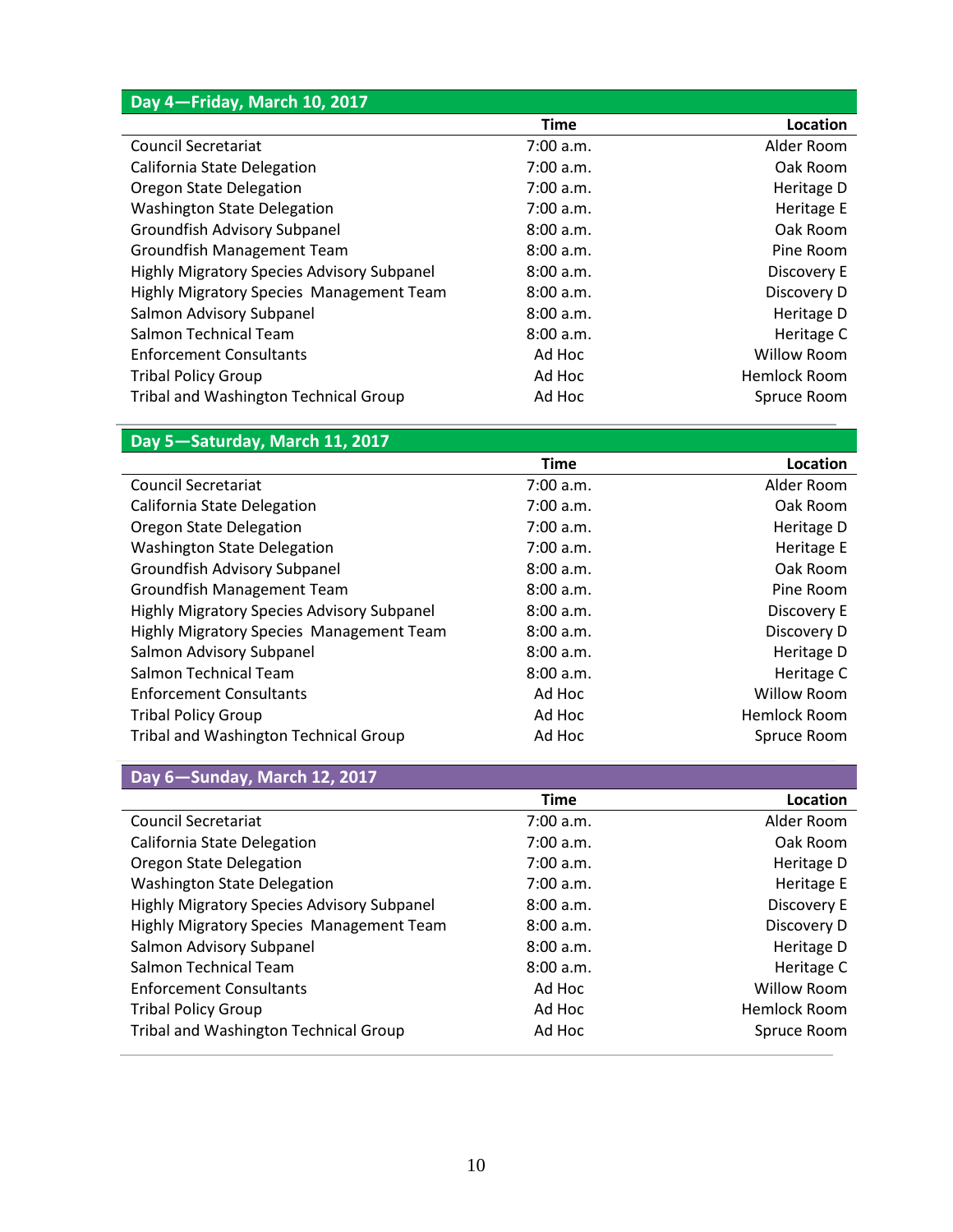## Day 4—Friday, March 10, 2017

| | Time | Location |
|---|---|---|
| Council Secretariat | 7:00 a.m. | Alder Room |
| California State Delegation | 7:00 a.m. | Oak Room |
| Oregon State Delegation | 7:00 a.m. | Heritage D |
| Washington State Delegation | 7:00 a.m. | Heritage E |
| Groundfish Advisory Subpanel | 8:00 a.m. | Oak Room |
| Groundfish Management Team | 8:00 a.m. | Pine Room |
| Highly Migratory Species Advisory Subpanel | 8:00 a.m. | Discovery E |
| Highly Migratory Species Management Team | 8:00 a.m. | Discovery D |
| Salmon Advisory Subpanel | 8:00 a.m. | Heritage D |
| Salmon Technical Team | 8:00 a.m. | Heritage C |
| Enforcement Consultants | Ad Hoc | Willow Room |
| Tribal Policy Group | Ad Hoc | Hemlock Room |
| Tribal and Washington Technical Group | Ad Hoc | Spruce Room |

## Day 5—Saturday, March 11, 2017

| | Time | Location |
|---|---|---|
| Council Secretariat | 7:00 a.m. | Alder Room |
| California State Delegation | 7:00 a.m. | Oak Room |
| Oregon State Delegation | 7:00 a.m. | Heritage D |
| Washington State Delegation | 7:00 a.m. | Heritage E |
| Groundfish Advisory Subpanel | 8:00 a.m. | Oak Room |
| Groundfish Management Team | 8:00 a.m. | Pine Room |
| Highly Migratory Species Advisory Subpanel | 8:00 a.m. | Discovery E |
| Highly Migratory Species Management Team | 8:00 a.m. | Discovery D |
| Salmon Advisory Subpanel | 8:00 a.m. | Heritage D |
| Salmon Technical Team | 8:00 a.m. | Heritage C |
| Enforcement Consultants | Ad Hoc | Willow Room |
| Tribal Policy Group | Ad Hoc | Hemlock Room |
| Tribal and Washington Technical Group | Ad Hoc | Spruce Room |

## Day 6—Sunday, March 12, 2017

| | Time | Location |
|---|---|---|
| Council Secretariat | 7:00 a.m. | Alder Room |
| California State Delegation | 7:00 a.m. | Oak Room |
| Oregon State Delegation | 7:00 a.m. | Heritage D |
| Washington State Delegation | 7:00 a.m. | Heritage E |
| Highly Migratory Species Advisory Subpanel | 8:00 a.m. | Discovery E |
| Highly Migratory Species Management Team | 8:00 a.m. | Discovery D |
| Salmon Advisory Subpanel | 8:00 a.m. | Heritage D |
| Salmon Technical Team | 8:00 a.m. | Heritage C |
| Enforcement Consultants | Ad Hoc | Willow Room |
| Tribal Policy Group | Ad Hoc | Hemlock Room |
| Tribal and Washington Technical Group | Ad Hoc | Spruce Room |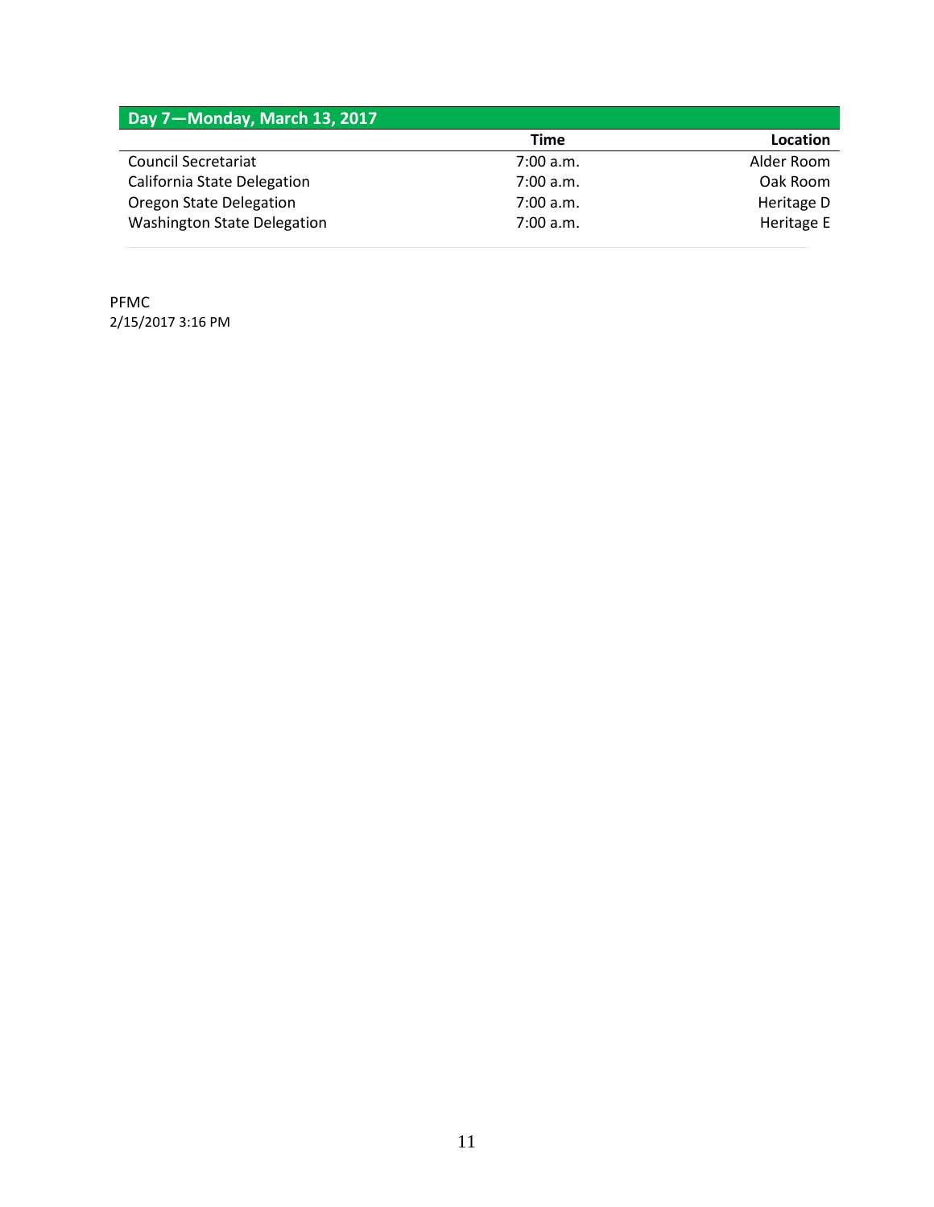| Day 7—Monday, March 13, 2017 | | |
|---|---|---|
| | **Time** | **Location** |
| Council Secretariat | 7:00 a.m. | Alder Room |
| California State Delegation | 7:00 a.m. | Oak Room |
| Oregon State Delegation | 7:00 a.m. | Heritage D |
| Washington State Delegation | 7:00 a.m. | Heritage E |

PFMC
2/15/2017 3:16 PM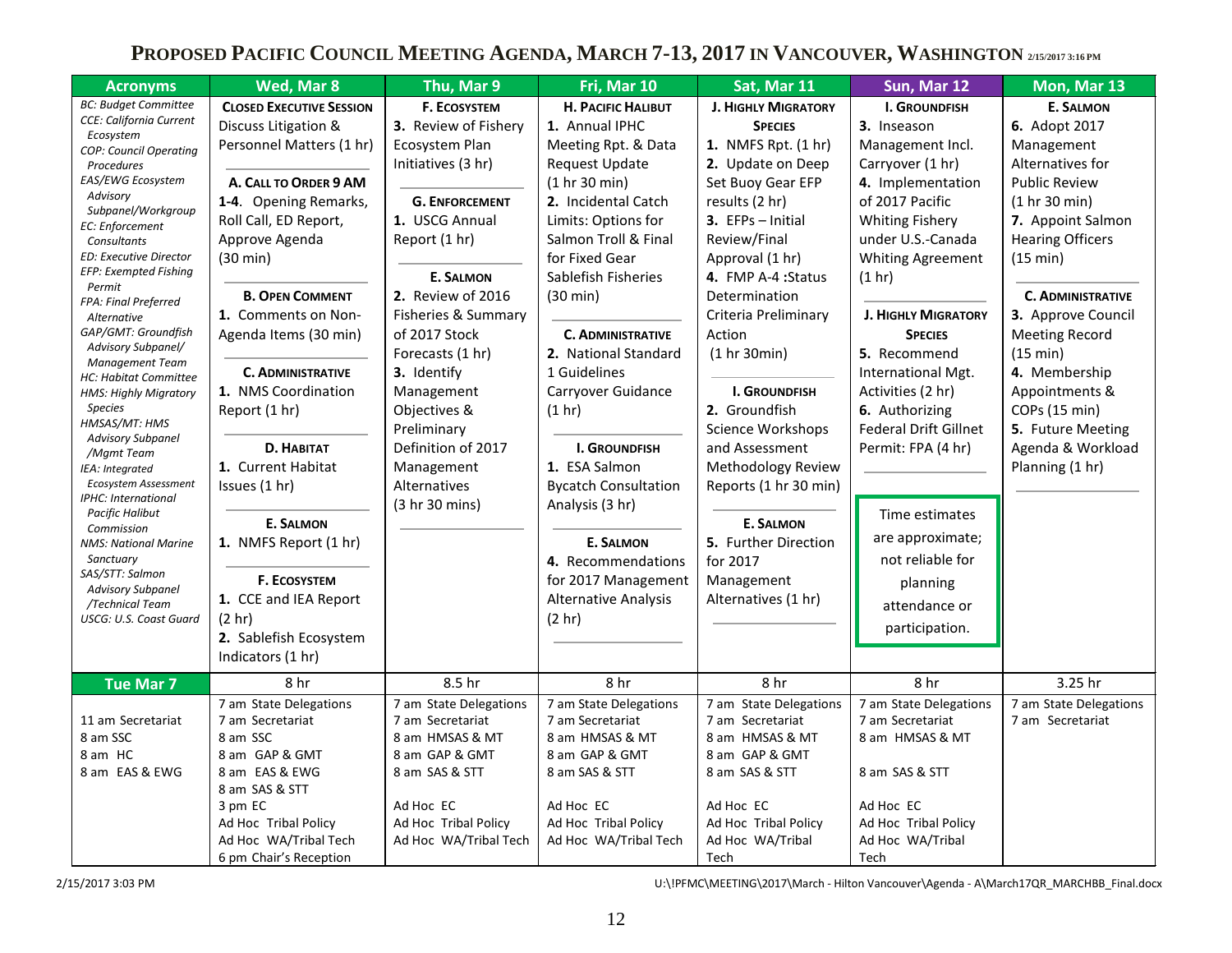# Proposed Pacific Council Meeting Agenda, March 7-13, 2017 in Vancouver, Washington

2/15/2017 3:16 PM

| Acronyms | Wed, Mar 8 | Thu, Mar 9 | Fri, Mar 10 | Sat, Mar 11 | Sun, Mar 12 | Mon, Mar 13 |
|---|---|---|---|---|---|---|
| *BC: Budget Committee*<br>*CCE: California Current Ecosystem*<br>*COP: Council Operating Procedures*<br>*EAS/EWG Ecosystem Advisory Subpanel/Workgroup*<br>*EC: Enforcement Consultants*<br>*ED: Executive Director*<br>*EFP: Exempted Fishing Permit*<br>*FPA: Final Preferred Alternative*<br>*GAP/GMT: Groundfish Advisory Subpanel/ Management Team*<br>*HC: Habitat Committee*<br>*HMS: Highly Migratory Species*<br>*HMSAS/MT: HMS Advisory Subpanel /Mgmt Team*<br>*IEA: Integrated Ecosystem Assessment*<br>*IPHC: International Pacific Halibut Commission*<br>*NMS: National Marine Sanctuary*<br>*SAS/STT: Salmon Advisory Subpanel /Technical Team*<br>*USCG: U.S. Coast Guard* | **CLOSED EXECUTIVE SESSION**<br>Discuss Litigation & Personnel Matters (1 hr)<br><br>**A. CALL TO ORDER 9 AM**<br>**1-4**. Opening Remarks, Roll Call, ED Report, Approve Agenda (30 min)<br><br>**B. OPEN COMMENT**<br>**1.** Comments on Non-Agenda Items (30 min)<br><br>**C. ADMINISTRATIVE**<br>**1.** NMS Coordination Report (1 hr)<br><br>**D. HABITAT**<br>**1.** Current Habitat Issues (1 hr)<br><br>**E. SALMON**<br>**1.** NMFS Report (1 hr)<br><br>**F. ECOSYSTEM**<br>**1.** CCE and IEA Report (2 hr)<br>**2.** Sablefish Ecosystem Indicators (1 hr) | **F. ECOSYSTEM**<br>**3.** Review of Fishery Ecosystem Plan Initiatives (3 hr)<br><br>**G. ENFORCEMENT**<br>**1.** USCG Annual Report (1 hr)<br><br>**E. SALMON**<br>**2.** Review of 2016 Fisheries & Summary of 2017 Stock Forecasts (1 hr)<br>**3.** Identify Management Objectives & Preliminary Definition of 2017 Management Alternatives (3 hr 30 mins) | **H. PACIFIC HALIBUT**<br>**1.** Annual IPHC Meeting Rpt. & Data Request Update (1 hr 30 min)<br>**2.** Incidental Catch Limits: Options for Salmon Troll & Final for Fixed Gear Sablefish Fisheries (30 min)<br><br>**C. ADMINISTRATIVE**<br>**2.** National Standard 1 Guidelines Carryover Guidance (1 hr)<br><br>**I. GROUNDFISH**<br>**1.** ESA Salmon Bycatch Consultation Analysis (3 hr)<br><br>**E. SALMON**<br>**4.** Recommendations for 2017 Management Alternative Analysis (2 hr) | **J. HIGHLY MIGRATORY SPECIES**<br>**1.** NMFS Rpt. (1 hr)<br>**2.** Update on Deep Set Buoy Gear EFP results (2 hr)<br>**3.** EFPs – Initial Review/Final Approval (1 hr)<br>**4.** FMP A-4 :Status Determination Criteria Preliminary Action (1 hr 30min)<br><br>**I. GROUNDFISH**<br>**2.** Groundfish Science Workshops and Assessment Methodology Review Reports (1 hr 30 min)<br><br>**E. SALMON**<br>**5.** Further Direction for 2017 Management Alternatives (1 hr) | **I. GROUNDFISH**<br>**3.** Inseason Management Incl. Carryover (1 hr)<br>**4.** Implementation of 2017 Pacific Whiting Fishery under U.S.-Canada Whiting Agreement (1 hr)<br><br>**J. HIGHLY MIGRATORY SPECIES**<br>**5.** Recommend International Mgt. Activities (2 hr)<br>**6.** Authorizing Federal Drift Gillnet Permit: FPA (4 hr)<br><br>Time estimates are approximate; not reliable for planning attendance or participation. | **E. SALMON**<br>**6.** Adopt 2017 Management Alternatives for Public Review (1 hr 30 min)<br>**7.** Appoint Salmon Hearing Officers (15 min)<br><br>**C. ADMINISTRATIVE**<br>**3.** Approve Council Meeting Record (15 min)<br>**4.** Membership Appointments & COPs (15 min)<br>**5.** Future Meeting Agenda & Workload Planning (1 hr) |
| **Tue Mar 7** | 8 hr | 8.5 hr | 8 hr | 8 hr | 8 hr | 3.25 hr |
| 11 am Secretariat<br>8 am SSC<br>8 am HC<br>8 am EAS & EWG | 7 am State Delegations<br>7 am Secretariat<br>8 am SSC<br>8 am GAP & GMT<br>8 am EAS & EWG<br>8 am SAS & STT<br>3 pm EC<br>Ad Hoc Tribal Policy<br>Ad Hoc WA/Tribal Tech<br>6 pm Chair's Reception | 7 am State Delegations<br>7 am Secretariat<br>8 am HMSAS & MT<br>8 am GAP & GMT<br>8 am SAS & STT<br><br>Ad Hoc EC<br>Ad Hoc Tribal Policy<br>Ad Hoc WA/Tribal Tech | 7 am State Delegations<br>7 am Secretariat<br>8 am HMSAS & MT<br>8 am GAP & GMT<br>8 am SAS & STT<br><br>Ad Hoc EC<br>Ad Hoc Tribal Policy<br>Ad Hoc WA/Tribal Tech | 7 am State Delegations<br>7 am Secretariat<br>8 am HMSAS & MT<br>8 am GAP & GMT<br>8 am SAS & STT<br><br>Ad Hoc EC<br>Ad Hoc Tribal Policy<br>Ad Hoc WA/Tribal Tech | 7 am State Delegations<br>7 am Secretariat<br>8 am HMSAS & MT<br><br>8 am SAS & STT<br><br>Ad Hoc EC<br>Ad Hoc Tribal Policy<br>Ad Hoc WA/Tribal Tech | 7 am State Delegations<br>7 am Secretariat |

2/15/2017 3:03 PM U:\!PFMC\MEETING\2017\March - Hilton Vancouver\Agenda - A\March17QR_MARCHBB_Final.docx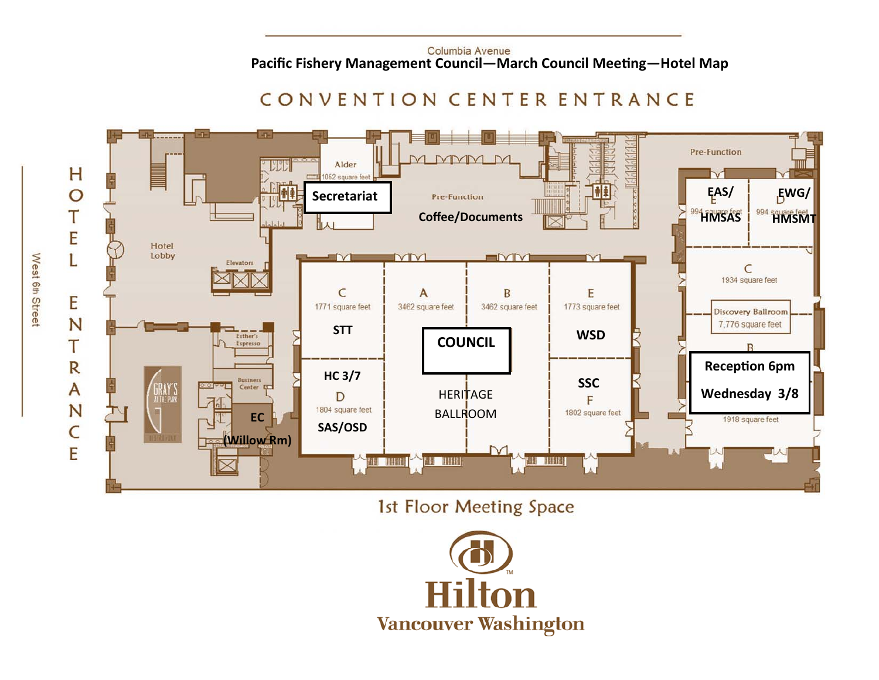Columbia Avenue

# Pacific Fishery Management Council—March Council Meeting—Hotel Map

CONVENTION CENTER ENTRANCE

HOTEL ENTRANCE

West 6th Street

Hotel Lobby

Elevators

Esther's Espresso

Business Center

GRAY'S AT THE PARK

EC (Willow Rm)

Alder 1052 square feet

**Secretariat**

Pre-Function

**Coffee/Documents**

C 1771 square feet **STT**

A 3462 square feet

B 3462 square feet

**COUNCIL**

HERITAGE BALLROOM

E 1773 square feet **WSD**

**HC 3/7** D 1804 square feet **SAS/OSD**

**SSC** F 1802 square feet

Pre-Function

**EAS/** E 994 square feet **HMSAS**

**EWG/** D 994 square feet **HMSMT**

C 1934 square feet

Discovery Ballroom 7,776 square feet

B

**Reception 6pm**

**Wednesday 3/8**

1918 square feet

1st Floor Meeting Space

Hilton

Vancouver Washington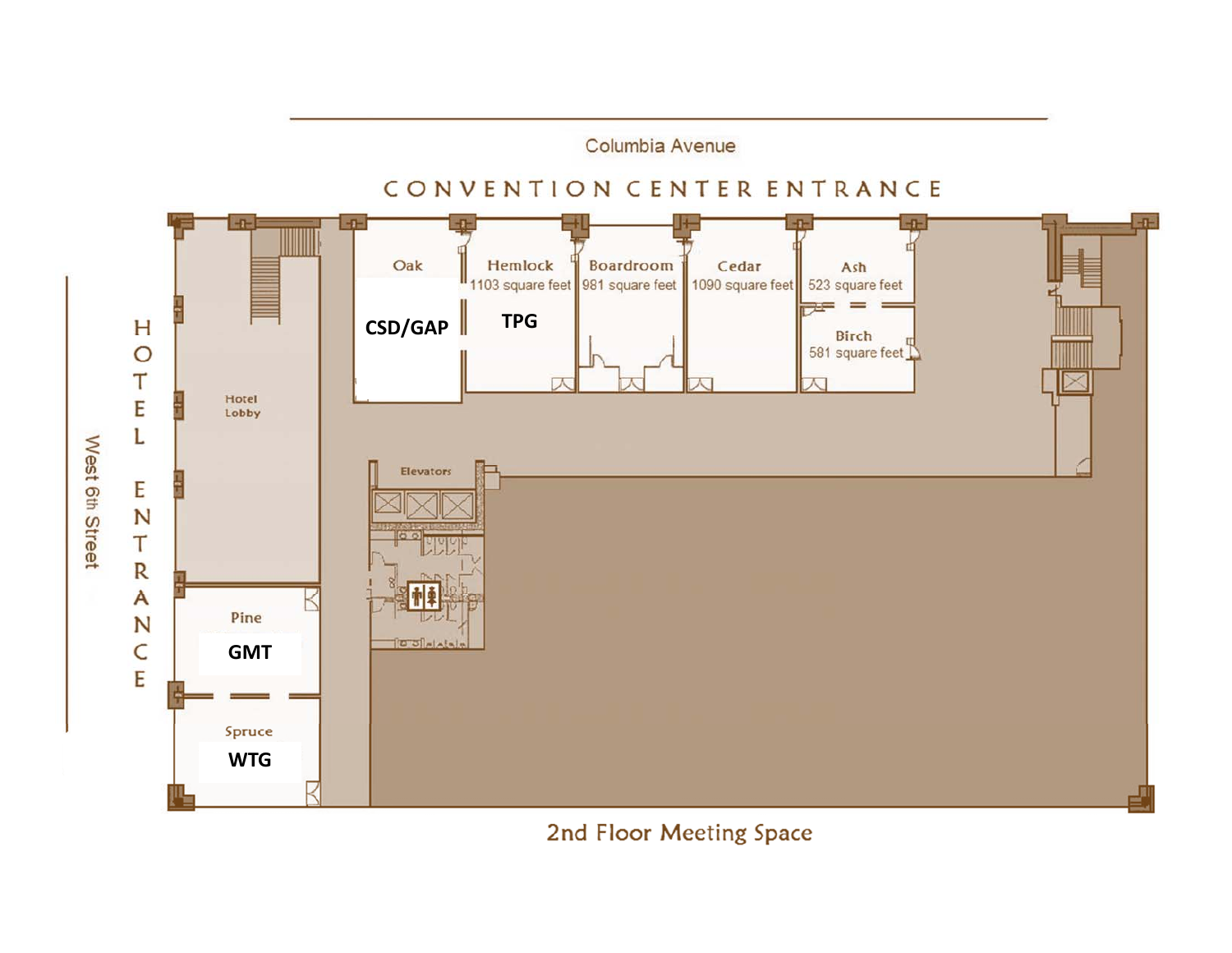Columbia Avenue

CONVENTION CENTER ENTRANCE

HOTEL ENTRANCE

West 6th Street

Hotel Lobby

Oak

CSD/GAP

Hemlock
1103 square feet

TPG

Boardroom
981 square feet

Cedar
1090 square feet

Ash
523 square feet

Birch
581 square feet

Elevators

Pine

GMT

Spruce

WTG

2nd Floor Meeting Space